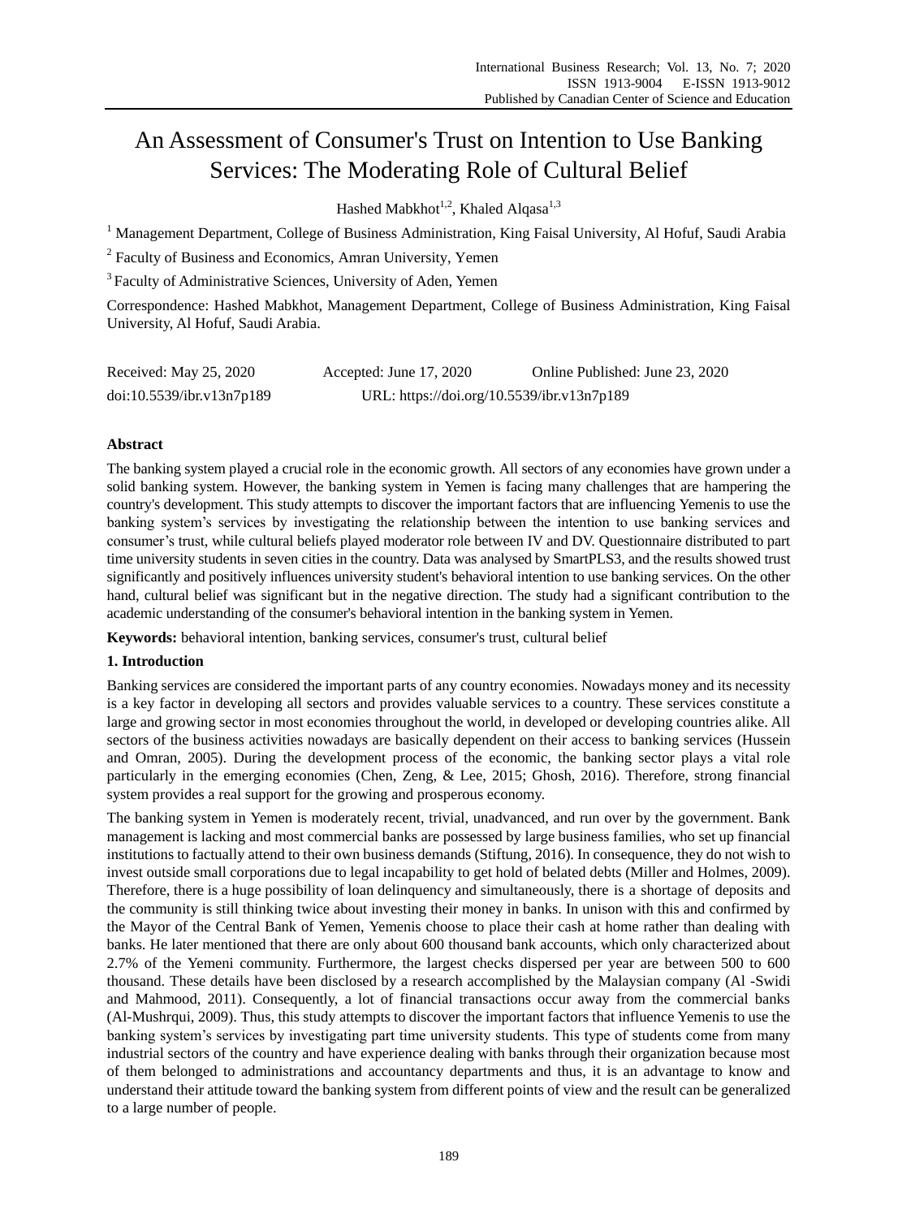# An Assessment of Consumer's Trust on Intention to Use Banking Services: The Moderating Role of Cultural Belief

Hashed Mabkhot[1,2], Khaled Alqasa[1,3]

[1] Management Department, College of Business Administration, King Faisal University, Al Hofuf, Saudi Arabia

[2] Faculty of Business and Economics, Amran University, Yemen

[3] Faculty of Administrative Sciences, University of Aden, Yemen

Correspondence: Hashed Mabkhot, Management Department, College of Business Administration, King Faisal University, Al Hofuf, Saudi Arabia.

Received: May 25, 2020 Accepted: June 17, 2020 Online Published: June 23, 2020

doi:10.5539/ibr.v13n7p189 URL: https://doi.org/10.5539/ibr.v13n7p189

**Abstract**

The banking system played a crucial role in the economic growth. All sectors of any economies have grown under a solid banking system. However, the banking system in Yemen is facing many challenges that are hampering the country's development. This study attempts to discover the important factors that are influencing Yemenis to use the banking system's services by investigating the relationship between the intention to use banking services and consumer's trust, while cultural beliefs played moderator role between IV and DV. Questionnaire distributed to part time university students in seven cities in the country. Data was analysed by SmartPLS3, and the results showed trust significantly and positively influences university student's behavioral intention to use banking services. On the other hand, cultural belief was significant but in the negative direction. The study had a significant contribution to the academic understanding of the consumer's behavioral intention in the banking system in Yemen.

**Keywords:** behavioral intention, banking services, consumer's trust, cultural belief

## 1. Introduction

Banking services are considered the important parts of any country economies. Nowadays money and its necessity is a key factor in developing all sectors and provides valuable services to a country. These services constitute a large and growing sector in most economies throughout the world, in developed or developing countries alike. All sectors of the business activities nowadays are basically dependent on their access to banking services (Hussein and Omran, 2005). During the development process of the economic, the banking sector plays a vital role particularly in the emerging economies (Chen, Zeng, & Lee, 2015; Ghosh, 2016). Therefore, strong financial system provides a real support for the growing and prosperous economy.

The banking system in Yemen is moderately recent, trivial, unadvanced, and run over by the government. Bank management is lacking and most commercial banks are possessed by large business families, who set up financial institutions to factually attend to their own business demands (Stiftung, 2016). In consequence, they do not wish to invest outside small corporations due to legal incapability to get hold of belated debts (Miller and Holmes, 2009). Therefore, there is a huge possibility of loan delinquency and simultaneously, there is a shortage of deposits and the community is still thinking twice about investing their money in banks. In unison with this and confirmed by the Mayor of the Central Bank of Yemen, Yemenis choose to place their cash at home rather than dealing with banks. He later mentioned that there are only about 600 thousand bank accounts, which only characterized about 2.7% of the Yemeni community. Furthermore, the largest checks dispersed per year are between 500 to 600 thousand. These details have been disclosed by a research accomplished by the Malaysian company (Al -Swidi and Mahmood, 2011). Consequently, a lot of financial transactions occur away from the commercial banks (Al-Mushrqui, 2009). Thus, this study attempts to discover the important factors that influence Yemenis to use the banking system's services by investigating part time university students. This type of students come from many industrial sectors of the country and have experience dealing with banks through their organization because most of them belonged to administrations and accountancy departments and thus, it is an advantage to know and understand their attitude toward the banking system from different points of view and the result can be generalized to a large number of people.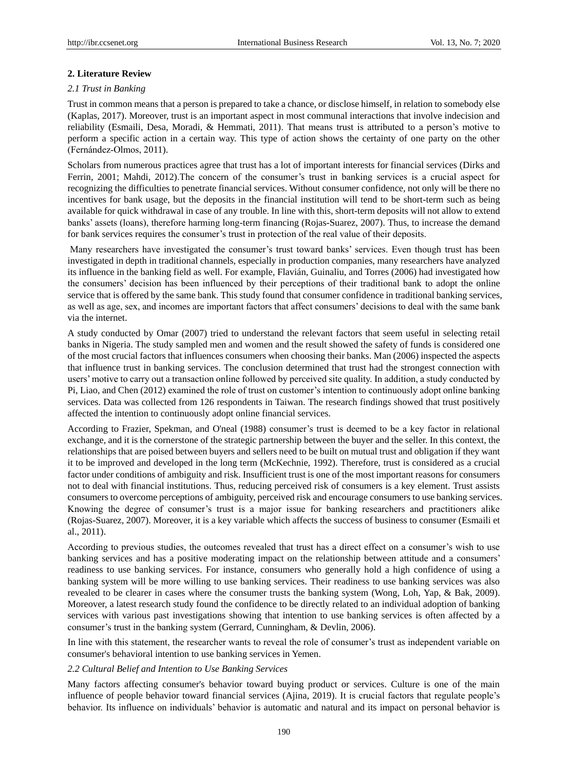## 2. Literature Review

### *2.1 Trust in Banking*

Trust in common means that a person is prepared to take a chance, or disclose himself, in relation to somebody else (Kaplas, 2017). Moreover, trust is an important aspect in most communal interactions that involve indecision and reliability (Esmaili, Desa, Moradi, & Hemmati, 2011). That means trust is attributed to a person's motive to perform a specific action in a certain way. This type of action shows the certainty of one party on the other (Fernández-Olmos, 2011).

Scholars from numerous practices agree that trust has a lot of important interests for financial services (Dirks and Ferrin, 2001; Mahdi, 2012).The concern of the consumer's trust in banking services is a crucial aspect for recognizing the difficulties to penetrate financial services. Without consumer confidence, not only will be there no incentives for bank usage, but the deposits in the financial institution will tend to be short-term such as being available for quick withdrawal in case of any trouble. In line with this, short-term deposits will not allow to extend banks' assets (loans), therefore harming long-term financing (Rojas-Suarez, 2007). Thus, to increase the demand for bank services requires the consumer's trust in protection of the real value of their deposits.

Many researchers have investigated the consumer's trust toward banks' services. Even though trust has been investigated in depth in traditional channels, especially in production companies, many researchers have analyzed its influence in the banking field as well. For example, Flavián, Guinaliu, and Torres (2006) had investigated how the consumers' decision has been influenced by their perceptions of their traditional bank to adopt the online service that is offered by the same bank. This study found that consumer confidence in traditional banking services, as well as age, sex, and incomes are important factors that affect consumers' decisions to deal with the same bank via the internet.

A study conducted by Omar (2007) tried to understand the relevant factors that seem useful in selecting retail banks in Nigeria. The study sampled men and women and the result showed the safety of funds is considered one of the most crucial factors that influences consumers when choosing their banks. Man (2006) inspected the aspects that influence trust in banking services. The conclusion determined that trust had the strongest connection with users' motive to carry out a transaction online followed by perceived site quality. In addition, a study conducted by Pi, Liao, and Chen (2012) examined the role of trust on customer's intention to continuously adopt online banking services. Data was collected from 126 respondents in Taiwan. The research findings showed that trust positively affected the intention to continuously adopt online financial services.

According to Frazier, Spekman, and O'neal (1988) consumer's trust is deemed to be a key factor in relational exchange, and it is the cornerstone of the strategic partnership between the buyer and the seller. In this context, the relationships that are poised between buyers and sellers need to be built on mutual trust and obligation if they want it to be improved and developed in the long term (McKechnie, 1992). Therefore, trust is considered as a crucial factor under conditions of ambiguity and risk. Insufficient trust is one of the most important reasons for consumers not to deal with financial institutions. Thus, reducing perceived risk of consumers is a key element. Trust assists consumers to overcome perceptions of ambiguity, perceived risk and encourage consumers to use banking services. Knowing the degree of consumer's trust is a major issue for banking researchers and practitioners alike (Rojas-Suarez, 2007). Moreover, it is a key variable which affects the success of business to consumer (Esmaili et al., 2011).

According to previous studies, the outcomes revealed that trust has a direct effect on a consumer's wish to use banking services and has a positive moderating impact on the relationship between attitude and a consumers' readiness to use banking services. For instance, consumers who generally hold a high confidence of using a banking system will be more willing to use banking services. Their readiness to use banking services was also revealed to be clearer in cases where the consumer trusts the banking system (Wong, Loh, Yap, & Bak, 2009). Moreover, a latest research study found the confidence to be directly related to an individual adoption of banking services with various past investigations showing that intention to use banking services is often affected by a consumer's trust in the banking system (Gerrard, Cunningham, & Devlin, 2006).

In line with this statement, the researcher wants to reveal the role of consumer's trust as independent variable on consumer's behavioral intention to use banking services in Yemen.

### *2.2 Cultural Belief and Intention to Use Banking Services*

Many factors affecting consumer's behavior toward buying product or services. Culture is one of the main influence of people behavior toward financial services (Ajina, 2019). It is crucial factors that regulate people's behavior. Its influence on individuals' behavior is automatic and natural and its impact on personal behavior is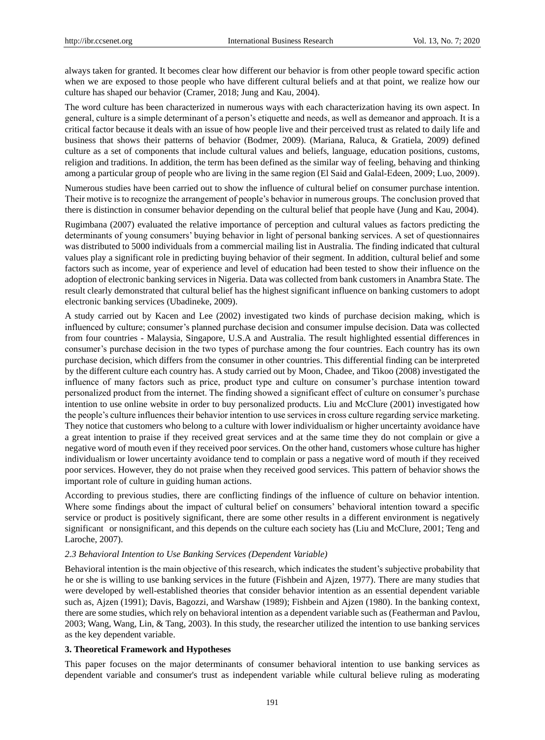always taken for granted. It becomes clear how different our behavior is from other people toward specific action when we are exposed to those people who have different cultural beliefs and at that point, we realize how our culture has shaped our behavior (Cramer, 2018; Jung and Kau, 2004).

The word culture has been characterized in numerous ways with each characterization having its own aspect. In general, culture is a simple determinant of a person's etiquette and needs, as well as demeanor and approach. It is a critical factor because it deals with an issue of how people live and their perceived trust as related to daily life and business that shows their patterns of behavior (Bodmer, 2009). (Mariana, Raluca, & Gratiela, 2009) defined culture as a set of components that include cultural values and beliefs, language, education positions, customs, religion and traditions. In addition, the term has been defined as the similar way of feeling, behaving and thinking among a particular group of people who are living in the same region (El Said and Galal-Edeen, 2009; Luo, 2009).

Numerous studies have been carried out to show the influence of cultural belief on consumer purchase intention. Their motive is to recognize the arrangement of people's behavior in numerous groups. The conclusion proved that there is distinction in consumer behavior depending on the cultural belief that people have (Jung and Kau, 2004).

Rugimbana (2007) evaluated the relative importance of perception and cultural values as factors predicting the determinants of young consumers' buying behavior in light of personal banking services. A set of questionnaires was distributed to 5000 individuals from a commercial mailing list in Australia. The finding indicated that cultural values play a significant role in predicting buying behavior of their segment. In addition, cultural belief and some factors such as income, year of experience and level of education had been tested to show their influence on the adoption of electronic banking services in Nigeria. Data was collected from bank customers in Anambra State. The result clearly demonstrated that cultural belief has the highest significant influence on banking customers to adopt electronic banking services (Ubadineke, 2009).

A study carried out by Kacen and Lee (2002) investigated two kinds of purchase decision making, which is influenced by culture; consumer's planned purchase decision and consumer impulse decision. Data was collected from four countries - Malaysia, Singapore, U.S.A and Australia. The result highlighted essential differences in consumer's purchase decision in the two types of purchase among the four countries. Each country has its own purchase decision, which differs from the consumer in other countries. This differential finding can be interpreted by the different culture each country has. A study carried out by Moon, Chadee, and Tikoo (2008) investigated the influence of many factors such as price, product type and culture on consumer's purchase intention toward personalized product from the internet. The finding showed a significant effect of culture on consumer's purchase intention to use online website in order to buy personalized products. Liu and McClure (2001) investigated how the people's culture influences their behavior intention to use services in cross culture regarding service marketing. They notice that customers who belong to a culture with lower individualism or higher uncertainty avoidance have a great intention to praise if they received great services and at the same time they do not complain or give a negative word of mouth even if they received poor services. On the other hand, customers whose culture has higher individualism or lower uncertainty avoidance tend to complain or pass a negative word of mouth if they received poor services. However, they do not praise when they received good services. This pattern of behavior shows the important role of culture in guiding human actions.

According to previous studies, there are conflicting findings of the influence of culture on behavior intention. Where some findings about the impact of cultural belief on consumers' behavioral intention toward a specific service or product is positively significant, there are some other results in a different environment is negatively significant or nonsignificant, and this depends on the culture each society has (Liu and McClure, 2001; Teng and Laroche, 2007).

### *2.3 Behavioral Intention to Use Banking Services (Dependent Variable)*

Behavioral intention is the main objective of this research, which indicates the student's subjective probability that he or she is willing to use banking services in the future (Fishbein and Ajzen, 1977). There are many studies that were developed by well-established theories that consider behavior intention as an essential dependent variable such as, Ajzen (1991); Davis, Bagozzi, and Warshaw (1989); Fishbein and Ajzen (1980). In the banking context, there are some studies, which rely on behavioral intention as a dependent variable such as (Featherman and Pavlou, 2003; Wang, Wang, Lin, & Tang, 2003). In this study, the researcher utilized the intention to use banking services as the key dependent variable.

## **3. Theoretical Framework and Hypotheses**

This paper focuses on the major determinants of consumer behavioral intention to use banking services as dependent variable and consumer's trust as independent variable while cultural believe ruling as moderating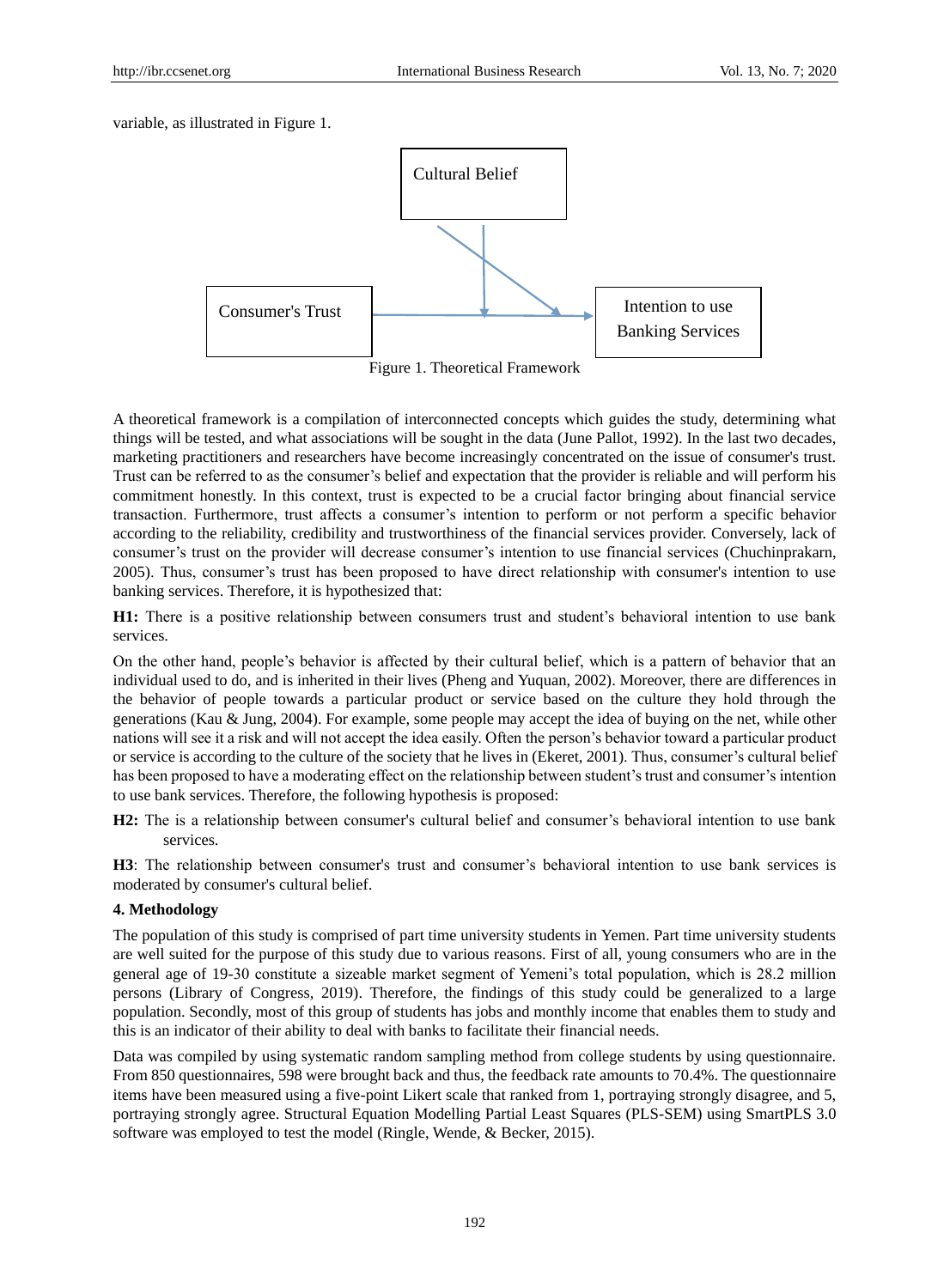variable, as illustrated in Figure 1.

Cultural Belief

Consumer's Trust

Intention to use Banking Services

Figure 1. Theoretical Framework

A theoretical framework is a compilation of interconnected concepts which guides the study, determining what things will be tested, and what associations will be sought in the data (June Pallot, 1992). In the last two decades, marketing practitioners and researchers have become increasingly concentrated on the issue of consumer's trust. Trust can be referred to as the consumer's belief and expectation that the provider is reliable and will perform his commitment honestly. In this context, trust is expected to be a crucial factor bringing about financial service transaction. Furthermore, trust affects a consumer's intention to perform or not perform a specific behavior according to the reliability, credibility and trustworthiness of the financial services provider. Conversely, lack of consumer's trust on the provider will decrease consumer's intention to use financial services (Chuchinprakarn, 2005). Thus, consumer's trust has been proposed to have direct relationship with consumer's intention to use banking services. Therefore, it is hypothesized that:

**H1:** There is a positive relationship between consumers trust and student's behavioral intention to use bank services.

On the other hand, people's behavior is affected by their cultural belief, which is a pattern of behavior that an individual used to do, and is inherited in their lives (Pheng and Yuquan, 2002). Moreover, there are differences in the behavior of people towards a particular product or service based on the culture they hold through the generations (Kau & Jung, 2004). For example, some people may accept the idea of buying on the net, while other nations will see it a risk and will not accept the idea easily. Often the person's behavior toward a particular product or service is according to the culture of the society that he lives in (Ekeret, 2001). Thus, consumer's cultural belief has been proposed to have a moderating effect on the relationship between student's trust and consumer's intention to use bank services. Therefore, the following hypothesis is proposed:

**H2:** The is a relationship between consumer's cultural belief and consumer's behavioral intention to use bank services.

**H3**: The relationship between consumer's trust and consumer's behavioral intention to use bank services is moderated by consumer's cultural belief.

### 4. Methodology

The population of this study is comprised of part time university students in Yemen. Part time university students are well suited for the purpose of this study due to various reasons. First of all, young consumers who are in the general age of 19-30 constitute a sizeable market segment of Yemeni's total population, which is 28.2 million persons (Library of Congress, 2019). Therefore, the findings of this study could be generalized to a large population. Secondly, most of this group of students has jobs and monthly income that enables them to study and this is an indicator of their ability to deal with banks to facilitate their financial needs.

Data was compiled by using systematic random sampling method from college students by using questionnaire. From 850 questionnaires, 598 were brought back and thus, the feedback rate amounts to 70.4%. The questionnaire items have been measured using a five-point Likert scale that ranked from 1, portraying strongly disagree, and 5, portraying strongly agree. Structural Equation Modelling Partial Least Squares (PLS-SEM) using SmartPLS 3.0 software was employed to test the model (Ringle, Wende, & Becker, 2015).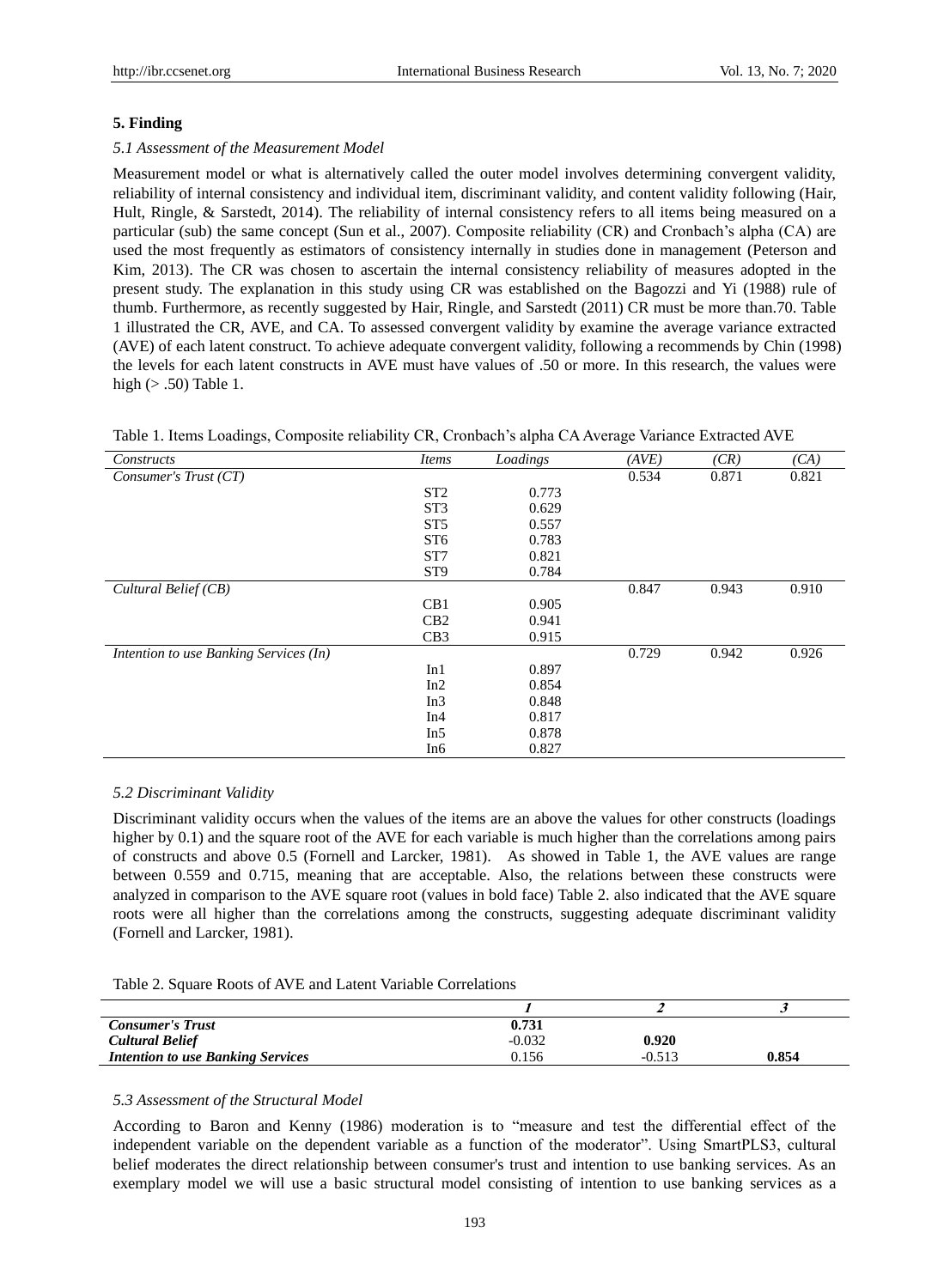## 5. Finding

### *5.1 Assessment of the Measurement Model*

Measurement model or what is alternatively called the outer model involves determining convergent validity, reliability of internal consistency and individual item, discriminant validity, and content validity following (Hair, Hult, Ringle, & Sarstedt, 2014). The reliability of internal consistency refers to all items being measured on a particular (sub) the same concept (Sun et al., 2007). Composite reliability (CR) and Cronbach's alpha (CA) are used the most frequently as estimators of consistency internally in studies done in management (Peterson and Kim, 2013). The CR was chosen to ascertain the internal consistency reliability of measures adopted in the present study. The explanation in this study using CR was established on the Bagozzi and Yi (1988) rule of thumb. Furthermore, as recently suggested by Hair, Ringle, and Sarstedt (2011) CR must be more than.70. Table 1 illustrated the CR, AVE, and CA. To assessed convergent validity by examine the average variance extracted (AVE) of each latent construct. To achieve adequate convergent validity, following a recommends by Chin (1998) the levels for each latent constructs in AVE must have values of .50 or more. In this research, the values were high (> .50) Table 1.

Table 1. Items Loadings, Composite reliability CR, Cronbach's alpha CA Average Variance Extracted AVE

| *Constructs* | *Items* | *Loadings* | *(AVE)* | *(CR)* | *(CA)* |
|---|---|---|---|---|---|
| *Consumer's Trust (CT)* | | | 0.534 | 0.871 | 0.821 |
| | ST2 | 0.773 | | | |
| | ST3 | 0.629 | | | |
| | ST5 | 0.557 | | | |
| | ST6 | 0.783 | | | |
| | ST7 | 0.821 | | | |
| | ST9 | 0.784 | | | |
| *Cultural Belief (CB)* | | | 0.847 | 0.943 | 0.910 |
| | CB1 | 0.905 | | | |
| | CB2 | 0.941 | | | |
| | CB3 | 0.915 | | | |
| *Intention to use Banking Services (In)* | | | 0.729 | 0.942 | 0.926 |
| | In1 | 0.897 | | | |
| | In2 | 0.854 | | | |
| | In3 | 0.848 | | | |
| | In4 | 0.817 | | | |
| | In5 | 0.878 | | | |
| | In6 | 0.827 | | | |

### *5.2 Discriminant Validity*

Discriminant validity occurs when the values of the items are an above the values for other constructs (loadings higher by 0.1) and the square root of the AVE for each variable is much higher than the correlations among pairs of constructs and above 0.5 (Fornell and Larcker, 1981). As showed in Table 1, the AVE values are range between 0.559 and 0.715, meaning that are acceptable. Also, the relations between these constructs were analyzed in comparison to the AVE square root (values in bold face) Table 2. also indicated that the AVE square roots were all higher than the correlations among the constructs, suggesting adequate discriminant validity (Fornell and Larcker, 1981).

Table 2. Square Roots of AVE and Latent Variable Correlations

| | ***1*** | ***2*** | ***3*** |
|---|---|---|---|
| ***Consumer's Trust*** | **0.731** | | |
| ***Cultural Belief*** | -0.032 | **0.920** | |
| ***Intention to use Banking Services*** | 0.156 | -0.513 | **0.854** |

### *5.3 Assessment of the Structural Model*

According to Baron and Kenny (1986) moderation is to "measure and test the differential effect of the independent variable on the dependent variable as a function of the moderator". Using SmartPLS3, cultural belief moderates the direct relationship between consumer's trust and intention to use banking services. As an exemplary model we will use a basic structural model consisting of intention to use banking services as a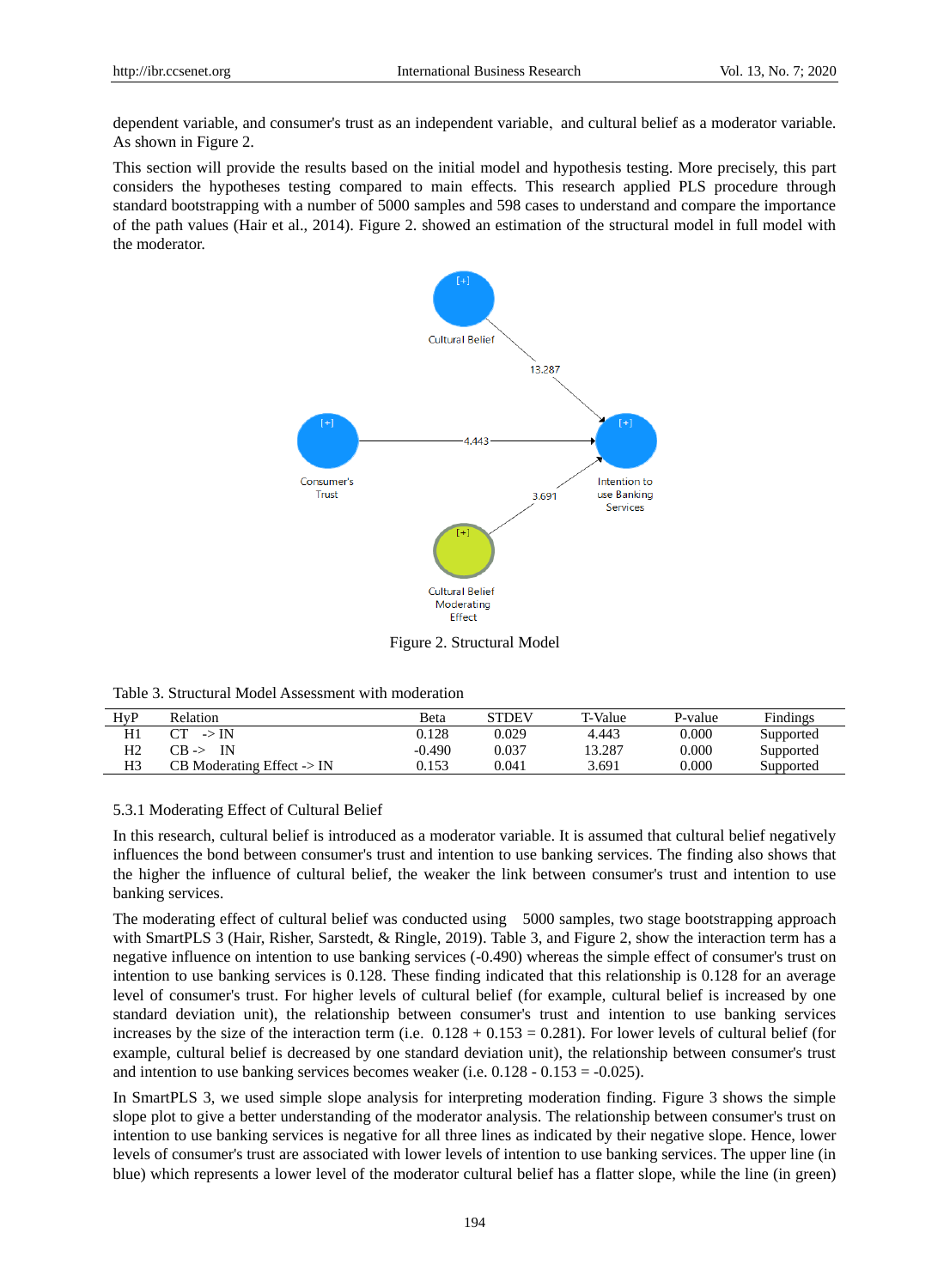dependent variable, and consumer's trust as an independent variable, and cultural belief as a moderator variable. As shown in Figure 2.

This section will provide the results based on the initial model and hypothesis testing. More precisely, this part considers the hypotheses testing compared to main effects. This research applied PLS procedure through standard bootstrapping with a number of 5000 samples and 598 cases to understand and compare the importance of the path values (Hair et al., 2014). Figure 2. showed an estimation of the structural model in full model with the moderator.

Cultural Belief

13.287

Consumer's Trust

4.443

Intention to use Banking Services

3.691

Cultural Belief Moderating Effect

Figure 2. Structural Model

Table 3. Structural Model Assessment with moderation

| HyP | Relation | Beta | STDEV | T-Value | P-value | Findings |
|---|---|---|---|---|---|---|
| H1 | CT -> IN | 0.128 | 0.029 | 4.443 | 0.000 | Supported |
| H2 | CB -> IN | -0.490 | 0.037 | 13.287 | 0.000 | Supported |
| H3 | CB Moderating Effect -> IN | 0.153 | 0.041 | 3.691 | 0.000 | Supported |

### 5.3.1 Moderating Effect of Cultural Belief

In this research, cultural belief is introduced as a moderator variable. It is assumed that cultural belief negatively influences the bond between consumer's trust and intention to use banking services. The finding also shows that the higher the influence of cultural belief, the weaker the link between consumer's trust and intention to use banking services.

The moderating effect of cultural belief was conducted using 5000 samples, two stage bootstrapping approach with SmartPLS 3 (Hair, Risher, Sarstedt, & Ringle, 2019). Table 3, and Figure 2, show the interaction term has a negative influence on intention to use banking services (-0.490) whereas the simple effect of consumer's trust on intention to use banking services is 0.128. These finding indicated that this relationship is 0.128 for an average level of consumer's trust. For higher levels of cultural belief (for example, cultural belief is increased by one standard deviation unit), the relationship between consumer's trust and intention to use banking services increases by the size of the interaction term (i.e. $0.128 + 0.153 = 0.281$). For lower levels of cultural belief (for example, cultural belief is decreased by one standard deviation unit), the relationship between consumer's trust and intention to use banking services becomes weaker (i.e. $0.128 - 0.153 = -0.025$).

In SmartPLS 3, we used simple slope analysis for interpreting moderation finding. Figure 3 shows the simple slope plot to give a better understanding of the moderator analysis. The relationship between consumer's trust on intention to use banking services is negative for all three lines as indicated by their negative slope. Hence, lower levels of consumer's trust are associated with lower levels of intention to use banking services. The upper line (in blue) which represents a lower level of the moderator cultural belief has a flatter slope, while the line (in green)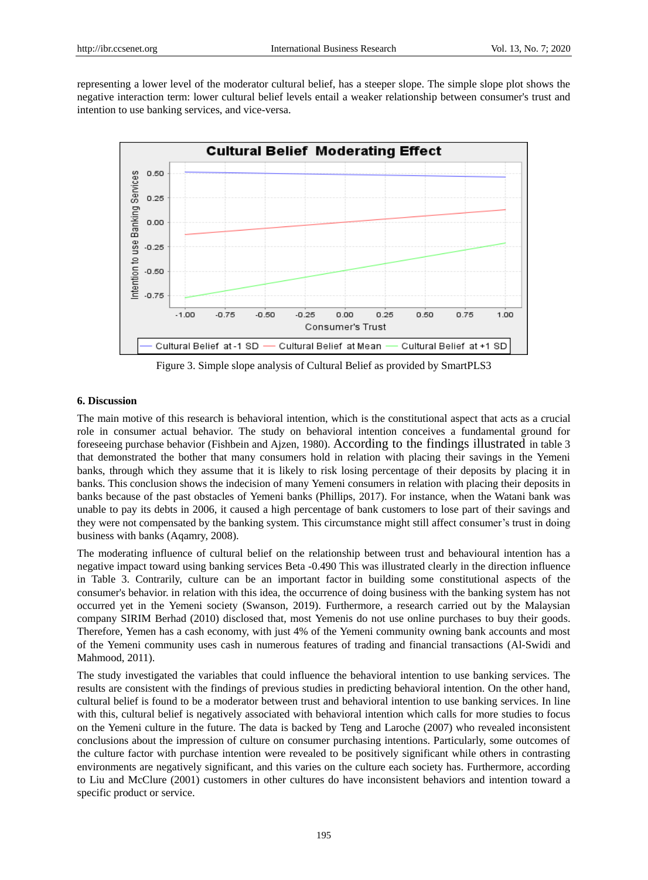representing a lower level of the moderator cultural belief, has a steeper slope. The simple slope plot shows the negative interaction term: lower cultural belief levels entail a weaker relationship between consumer's trust and intention to use banking services, and vice-versa.

Cultural Belief Moderating Effect

Intention to use Banking Services

0.50
0.25
0.00
-0.25
-0.50
-0.75

-1.00 -0.75 -0.50 -0.25 0.00 0.25 0.50 0.75 1.00

Consumer's Trust

Cultural Belief at -1 SD — Cultural Belief at Mean — Cultural Belief at +1 SD

Figure 3. Simple slope analysis of Cultural Belief as provided by SmartPLS3

### 6. Discussion

The main motive of this research is behavioral intention, which is the constitutional aspect that acts as a crucial role in consumer actual behavior. The study on behavioral intention conceives a fundamental ground for foreseeing purchase behavior (Fishbein and Ajzen, 1980). According to the findings illustrated in table 3 that demonstrated the bother that many consumers hold in relation with placing their savings in the Yemeni banks, through which they assume that it is likely to risk losing percentage of their deposits by placing it in banks. This conclusion shows the indecision of many Yemeni consumers in relation with placing their deposits in banks because of the past obstacles of Yemeni banks (Phillips, 2017). For instance, when the Watani bank was unable to pay its debts in 2006, it caused a high percentage of bank customers to lose part of their savings and they were not compensated by the banking system. This circumstance might still affect consumer's trust in doing business with banks (Aqamry, 2008).

The moderating influence of cultural belief on the relationship between trust and behavioural intention has a negative impact toward using banking services Beta -0.490 This was illustrated clearly in the direction influence in Table 3. Contrarily, culture can be an important factor in building some constitutional aspects of the consumer's behavior. in relation with this idea, the occurrence of doing business with the banking system has not occurred yet in the Yemeni society (Swanson, 2019). Furthermore, a research carried out by the Malaysian company SIRIM Berhad (2010) disclosed that, most Yemenis do not use online purchases to buy their goods. Therefore, Yemen has a cash economy, with just 4% of the Yemeni community owning bank accounts and most of the Yemeni community uses cash in numerous features of trading and financial transactions (Al-Swidi and Mahmood, 2011).

The study investigated the variables that could influence the behavioral intention to use banking services. The results are consistent with the findings of previous studies in predicting behavioral intention. On the other hand, cultural belief is found to be a moderator between trust and behavioral intention to use banking services. In line with this, cultural belief is negatively associated with behavioral intention which calls for more studies to focus on the Yemeni culture in the future. The data is backed by Teng and Laroche (2007) who revealed inconsistent conclusions about the impression of culture on consumer purchasing intentions. Particularly, some outcomes of the culture factor with purchase intention were revealed to be positively significant while others in contrasting environments are negatively significant, and this varies on the culture each society has. Furthermore, according to Liu and McClure (2001) customers in other cultures do have inconsistent behaviors and intention toward a specific product or service.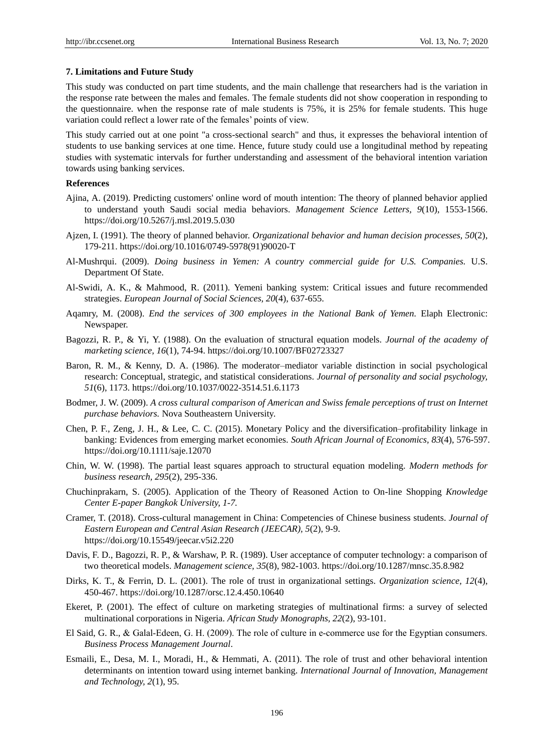### 7. Limitations and Future Study

This study was conducted on part time students, and the main challenge that researchers had is the variation in the response rate between the males and females. The female students did not show cooperation in responding to the questionnaire. when the response rate of male students is 75%, it is 25% for female students. This huge variation could reflect a lower rate of the females' points of view.

This study carried out at one point "a cross-sectional search" and thus, it expresses the behavioral intention of students to use banking services at one time. Hence, future study could use a longitudinal method by repeating studies with systematic intervals for further understanding and assessment of the behavioral intention variation towards using banking services.

### References

Ajina, A. (2019). Predicting customers' online word of mouth intention: The theory of planned behavior applied to understand youth Saudi social media behaviors. *Management Science Letters, 9*(10), 1553-1566. https://doi.org/10.5267/j.msl.2019.5.030

Ajzen, I. (1991). The theory of planned behavior. *Organizational behavior and human decision processes, 50*(2), 179-211. https://doi.org/10.1016/0749-5978(91)90020-T

Al-Mushrqui. (2009). *Doing business in Yemen: A country commercial guide for U.S. Companies.* U.S. Department Of State.

Al-Swidi, A. K., & Mahmood, R. (2011). Yemeni banking system: Critical issues and future recommended strategies. *European Journal of Social Sciences, 20*(4), 637-655.

Aqamry, M. (2008). *End the services of 300 employees in the National Bank of Yemen.* Elaph Electronic: Newspaper.

Bagozzi, R. P., & Yi, Y. (1988). On the evaluation of structural equation models. *Journal of the academy of marketing science, 16*(1), 74-94. https://doi.org/10.1007/BF02723327

Baron, R. M., & Kenny, D. A. (1986). The moderator–mediator variable distinction in social psychological research: Conceptual, strategic, and statistical considerations. *Journal of personality and social psychology, 51*(6), 1173. https://doi.org/10.1037/0022-3514.51.6.1173

Bodmer, J. W. (2009). *A cross cultural comparison of American and Swiss female perceptions of trust on Internet purchase behaviors.* Nova Southeastern University.

Chen, P. F., Zeng, J. H., & Lee, C. C. (2015). Monetary Policy and the diversification–profitability linkage in banking: Evidences from emerging market economies. *South African Journal of Economics, 83*(4), 576-597. https://doi.org/10.1111/saje.12070

Chin, W. W. (1998). The partial least squares approach to structural equation modeling. *Modern methods for business research, 295*(2), 295-336.

Chuchinprakarn, S. (2005). Application of the Theory of Reasoned Action to On-line Shopping *Knowledge Center E-paper Bangkok University, 1-7.*

Cramer, T. (2018). Cross-cultural management in China: Competencies of Chinese business students. *Journal of Eastern European and Central Asian Research (JEECAR), 5*(2), 9-9. https://doi.org/10.15549/jeecar.v5i2.220

Davis, F. D., Bagozzi, R. P., & Warshaw, P. R. (1989). User acceptance of computer technology: a comparison of two theoretical models. *Management science, 35*(8), 982-1003. https://doi.org/10.1287/mnsc.35.8.982

Dirks, K. T., & Ferrin, D. L. (2001). The role of trust in organizational settings. *Organization science, 12*(4), 450-467. https://doi.org/10.1287/orsc.12.4.450.10640

Ekeret, P. (2001). The effect of culture on marketing strategies of multinational firms: a survey of selected multinational corporations in Nigeria. *African Study Monographs, 22*(2), 93-101.

El Said, G. R., & Galal-Edeen, G. H. (2009). The role of culture in e-commerce use for the Egyptian consumers. *Business Process Management Journal*.

Esmaili, E., Desa, M. I., Moradi, H., & Hemmati, A. (2011). The role of trust and other behavioral intention determinants on intention toward using internet banking. *International Journal of Innovation, Management and Technology, 2*(1), 95.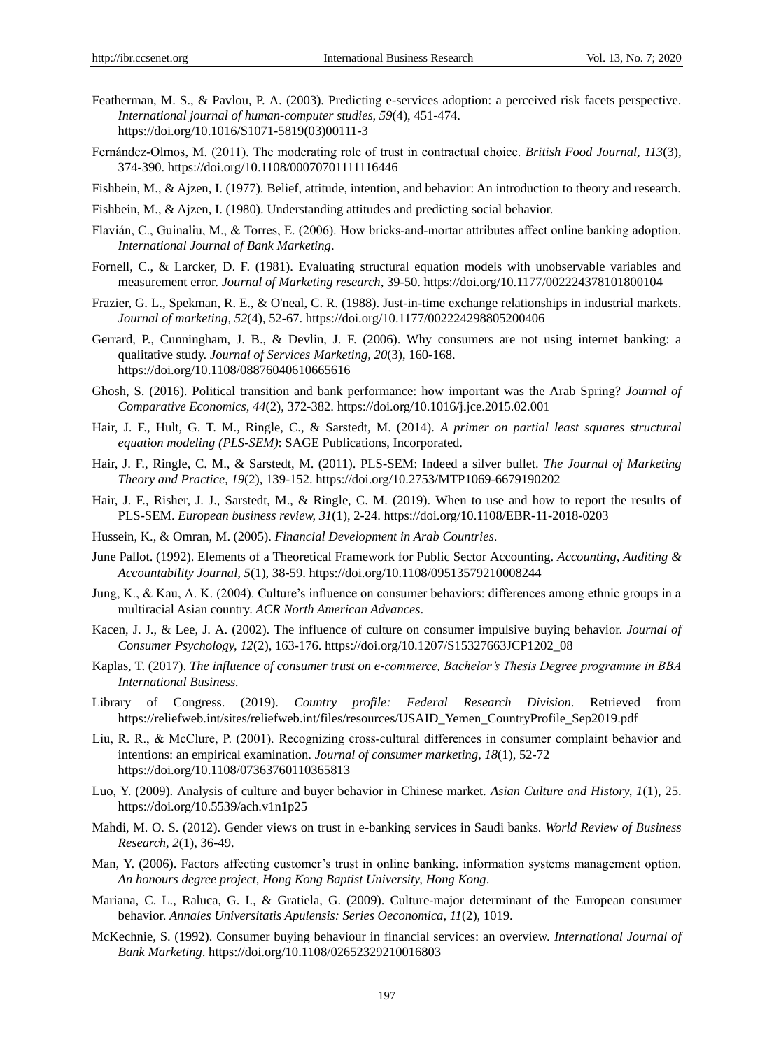Featherman, M. S., & Pavlou, P. A. (2003). Predicting e-services adoption: a perceived risk facets perspective. *International journal of human-computer studies, 59*(4), 451-474. https://doi.org/10.1016/S1071-5819(03)00111-3

Fernández-Olmos, M. (2011). The moderating role of trust in contractual choice. *British Food Journal, 113*(3), 374-390. https://doi.org/10.1108/00070701111116446

Fishbein, M., & Ajzen, I. (1977). Belief, attitude, intention, and behavior: An introduction to theory and research.

Fishbein, M., & Ajzen, I. (1980). Understanding attitudes and predicting social behavior.

Flavián, C., Guinaliu, M., & Torres, E. (2006). How bricks-and-mortar attributes affect online banking adoption. *International Journal of Bank Marketing*.

Fornell, C., & Larcker, D. F. (1981). Evaluating structural equation models with unobservable variables and measurement error. *Journal of Marketing research*, 39-50. https://doi.org/10.1177/002224378101800104

Frazier, G. L., Spekman, R. E., & O'neal, C. R. (1988). Just-in-time exchange relationships in industrial markets. *Journal of marketing, 52*(4), 52-67. https://doi.org/10.1177/002224298805200406

Gerrard, P., Cunningham, J. B., & Devlin, J. F. (2006). Why consumers are not using internet banking: a qualitative study. *Journal of Services Marketing, 20*(3), 160-168. https://doi.org/10.1108/08876040610665616

Ghosh, S. (2016). Political transition and bank performance: how important was the Arab Spring? *Journal of Comparative Economics, 44*(2), 372-382. https://doi.org/10.1016/j.jce.2015.02.001

Hair, J. F., Hult, G. T. M., Ringle, C., & Sarstedt, M. (2014). *A primer on partial least squares structural equation modeling (PLS-SEM)*: SAGE Publications, Incorporated.

Hair, J. F., Ringle, C. M., & Sarstedt, M. (2011). PLS-SEM: Indeed a silver bullet. *The Journal of Marketing Theory and Practice, 19*(2), 139-152. https://doi.org/10.2753/MTP1069-6679190202

Hair, J. F., Risher, J. J., Sarstedt, M., & Ringle, C. M. (2019). When to use and how to report the results of PLS-SEM. *European business review, 31*(1), 2-24. https://doi.org/10.1108/EBR-11-2018-0203

Hussein, K., & Omran, M. (2005). *Financial Development in Arab Countries*.

June Pallot. (1992). Elements of a Theoretical Framework for Public Sector Accounting. *Accounting, Auditing & Accountability Journal, 5*(1), 38-59. https://doi.org/10.1108/09513579210008244

Jung, K., & Kau, A. K. (2004). Culture's influence on consumer behaviors: differences among ethnic groups in a multiracial Asian country. *ACR North American Advances*.

Kacen, J. J., & Lee, J. A. (2002). The influence of culture on consumer impulsive buying behavior. *Journal of Consumer Psychology, 12*(2), 163-176. https://doi.org/10.1207/S15327663JCP1202_08

Kaplas, T. (2017). *The influence of consumer trust on e-commerce, Bachelor's Thesis Degree programme in BBA International Business.*

Library of Congress. (2019). *Country profile: Federal Research Division*. Retrieved from https://reliefweb.int/sites/reliefweb.int/files/resources/USAID_Yemen_CountryProfile_Sep2019.pdf

Liu, R. R., & McClure, P. (2001). Recognizing cross-cultural differences in consumer complaint behavior and intentions: an empirical examination. *Journal of consumer marketing, 18*(1), 52-72 https://doi.org/10.1108/07363760110365813

Luo, Y. (2009). Analysis of culture and buyer behavior in Chinese market. *Asian Culture and History, 1*(1), 25. https://doi.org/10.5539/ach.v1n1p25

Mahdi, M. O. S. (2012). Gender views on trust in e-banking services in Saudi banks. *World Review of Business Research, 2*(1), 36-49.

Man, Y. (2006). Factors affecting customer's trust in online banking. information systems management option. *An honours degree project, Hong Kong Baptist University, Hong Kong*.

Mariana, C. L., Raluca, G. I., & Gratiela, G. (2009). Culture-major determinant of the European consumer behavior. *Annales Universitatis Apulensis: Series Oeconomica, 11*(2), 1019.

McKechnie, S. (1992). Consumer buying behaviour in financial services: an overview. *International Journal of Bank Marketing*. https://doi.org/10.1108/02652329210016803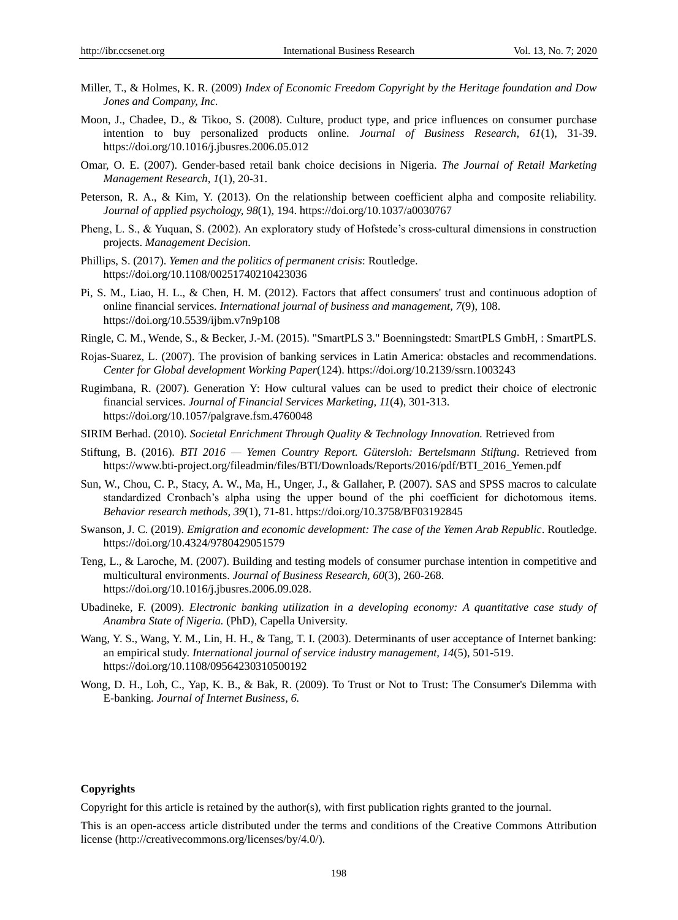Miller, T., & Holmes, K. R. (2009) *Index of Economic Freedom Copyright by the Heritage foundation and Dow Jones and Company, Inc.*

Moon, J., Chadee, D., & Tikoo, S. (2008). Culture, product type, and price influences on consumer purchase intention to buy personalized products online. *Journal of Business Research, 61*(1), 31-39. https://doi.org/10.1016/j.jbusres.2006.05.012

Omar, O. E. (2007). Gender-based retail bank choice decisions in Nigeria. *The Journal of Retail Marketing Management Research, 1*(1), 20-31.

Peterson, R. A., & Kim, Y. (2013). On the relationship between coefficient alpha and composite reliability. *Journal of applied psychology, 98*(1), 194. https://doi.org/10.1037/a0030767

Pheng, L. S., & Yuquan, S. (2002). An exploratory study of Hofstede's cross-cultural dimensions in construction projects. *Management Decision*.

Phillips, S. (2017). *Yemen and the politics of permanent crisis*: Routledge. https://doi.org/10.1108/00251740210423036

Pi, S. M., Liao, H. L., & Chen, H. M. (2012). Factors that affect consumers' trust and continuous adoption of online financial services. *International journal of business and management, 7*(9), 108. https://doi.org/10.5539/ijbm.v7n9p108

Ringle, C. M., Wende, S., & Becker, J.-M. (2015). "SmartPLS 3." Boenningstedt: SmartPLS GmbH, : SmartPLS.

Rojas-Suarez, L. (2007). The provision of banking services in Latin America: obstacles and recommendations. *Center for Global development Working Paper*(124). https://doi.org/10.2139/ssrn.1003243

Rugimbana, R. (2007). Generation Y: How cultural values can be used to predict their choice of electronic financial services. *Journal of Financial Services Marketing, 11*(4), 301-313. https://doi.org/10.1057/palgrave.fsm.4760048

SIRIM Berhad. (2010). *Societal Enrichment Through Quality & Technology Innovation.* Retrieved from

Stiftung, B. (2016). *BTI 2016 — Yemen Country Report. Gütersloh: Bertelsmann Stiftung*. Retrieved from https://www.bti-project.org/fileadmin/files/BTI/Downloads/Reports/2016/pdf/BTI_2016_Yemen.pdf

Sun, W., Chou, C. P., Stacy, A. W., Ma, H., Unger, J., & Gallaher, P. (2007). SAS and SPSS macros to calculate standardized Cronbach's alpha using the upper bound of the phi coefficient for dichotomous items. *Behavior research methods, 39*(1), 71-81. https://doi.org/10.3758/BF03192845

Swanson, J. C. (2019). *Emigration and economic development: The case of the Yemen Arab Republic*. Routledge. https://doi.org/10.4324/9780429051579

Teng, L., & Laroche, M. (2007). Building and testing models of consumer purchase intention in competitive and multicultural environments. *Journal of Business Research, 60*(3), 260-268. https://doi.org/10.1016/j.jbusres.2006.09.028.

Ubadineke, F. (2009). *Electronic banking utilization in a developing economy: A quantitative case study of Anambra State of Nigeria.* (PhD), Capella University.

Wang, Y. S., Wang, Y. M., Lin, H. H., & Tang, T. I. (2003). Determinants of user acceptance of Internet banking: an empirical study. *International journal of service industry management, 14*(5), 501-519. https://doi.org/10.1108/09564230310500192

Wong, D. H., Loh, C., Yap, K. B., & Bak, R. (2009). To Trust or Not to Trust: The Consumer's Dilemma with E-banking. *Journal of Internet Business, 6.*

**Copyrights**

Copyright for this article is retained by the author(s), with first publication rights granted to the journal.

This is an open-access article distributed under the terms and conditions of the Creative Commons Attribution license (http://creativecommons.org/licenses/by/4.0/).